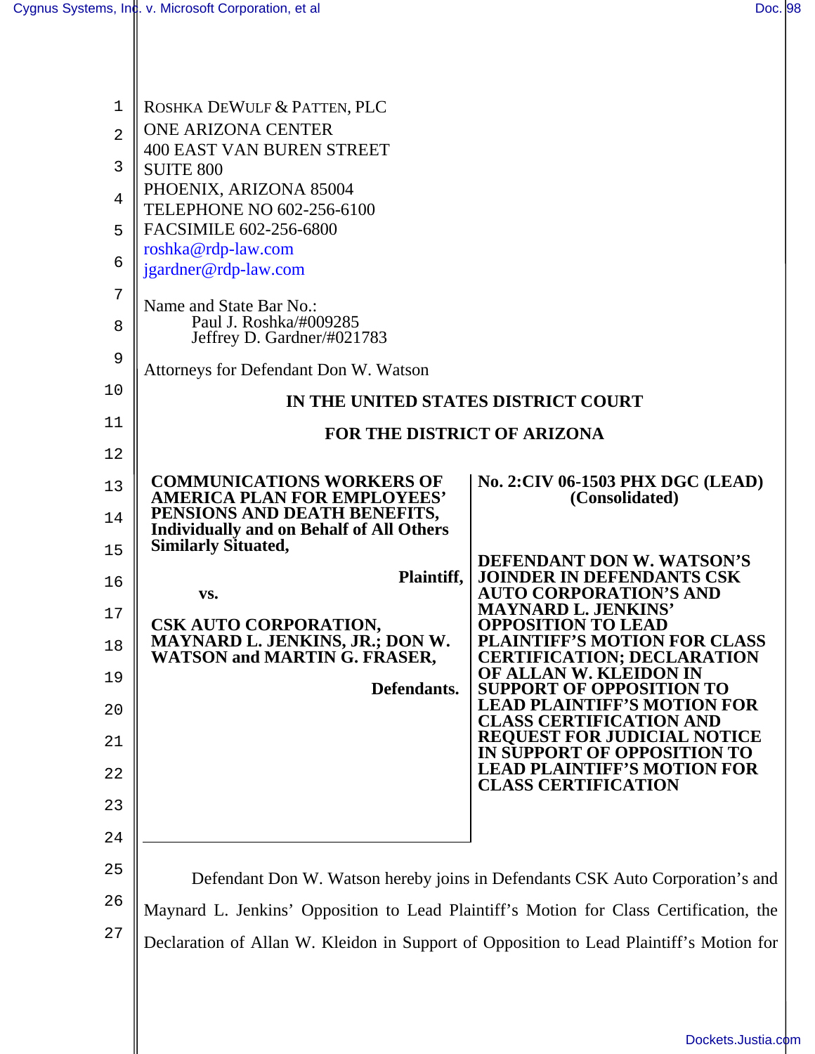ROSHKA DEWULF & PATTEN, PLC
ONE ARIZONA CENTER
400 EAST VAN BUREN STREET
SUITE 800
PHOENIX, ARIZONA 85004
TELEPHONE NO 602-256-6100
FACSIMILE 602-256-6800
roshka@rdp-law.com
jgardner@rdp-law.com

Name and State Bar No.:
Paul J. Roshka/#009285
Jeffrey D. Gardner/#021783

Attorneys for Defendant Don W. Watson

**IN THE UNITED STATES DISTRICT COURT**

**FOR THE DISTRICT OF ARIZONA**

| | |
|---|---|
| **COMMUNICATIONS WORKERS OF AMERICA PLAN FOR EMPLOYEES' PENSIONS AND DEATH BENEFITS, Individually and on Behalf of All Others Similarly Situated,**<br><br>**Plaintiff,**<br><br>**vs.**<br><br>**CSK AUTO CORPORATION, MAYNARD L. JENKINS, JR.; DON W. WATSON and MARTIN G. FRASER,**<br><br>**Defendants.** | **No. 2:CIV 06-1503 PHX DGC (LEAD) (Consolidated)**<br><br>**DEFENDANT DON W. WATSON'S JOINDER IN DEFENDANTS CSK AUTO CORPORATION'S AND MAYNARD L. JENKINS' OPPOSITION TO LEAD PLAINTIFF'S MOTION FOR CLASS CERTIFICATION; DECLARATION OF ALLAN W. KLEIDON IN SUPPORT OF OPPOSITION TO LEAD PLAINTIFF'S MOTION FOR CLASS CERTIFICATION AND REQUEST FOR JUDICIAL NOTICE IN SUPPORT OF OPPOSITION TO LEAD PLAINTIFF'S MOTION FOR CLASS CERTIFICATION** |

Defendant Don W. Watson hereby joins in Defendants CSK Auto Corporation's and Maynard L. Jenkins' Opposition to Lead Plaintiff's Motion for Class Certification, the Declaration of Allan W. Kleidon in Support of Opposition to Lead Plaintiff's Motion for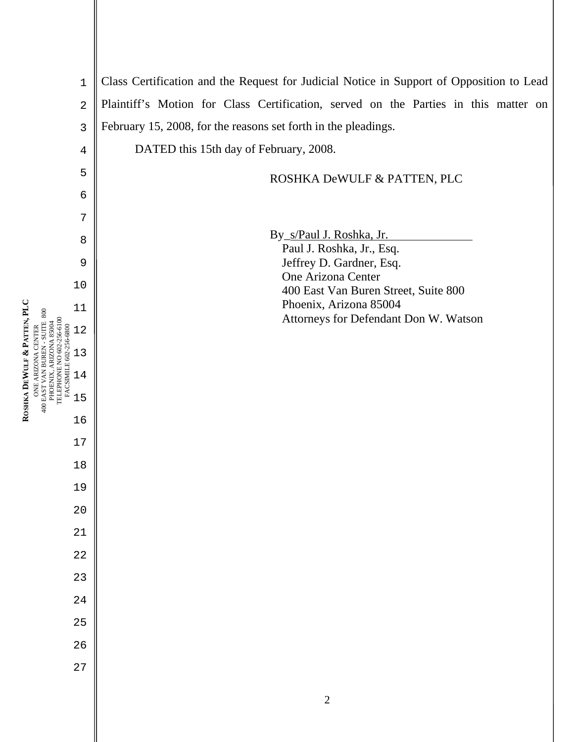Class Certification and the Request for Judicial Notice in Support of Opposition to Lead Plaintiff's Motion for Class Certification, served on the Parties in this matter on February 15, 2008, for the reasons set forth in the pleadings.

DATED this 15th day of February, 2008.

ROSHKA DeWULF & PATTEN, PLC

By s/Paul J. Roshka, Jr.
Paul J. Roshka, Jr., Esq.
Jeffrey D. Gardner, Esq.
One Arizona Center
400 East Van Buren Street, Suite 800
Phoenix, Arizona 85004
Attorneys for Defendant Don W. Watson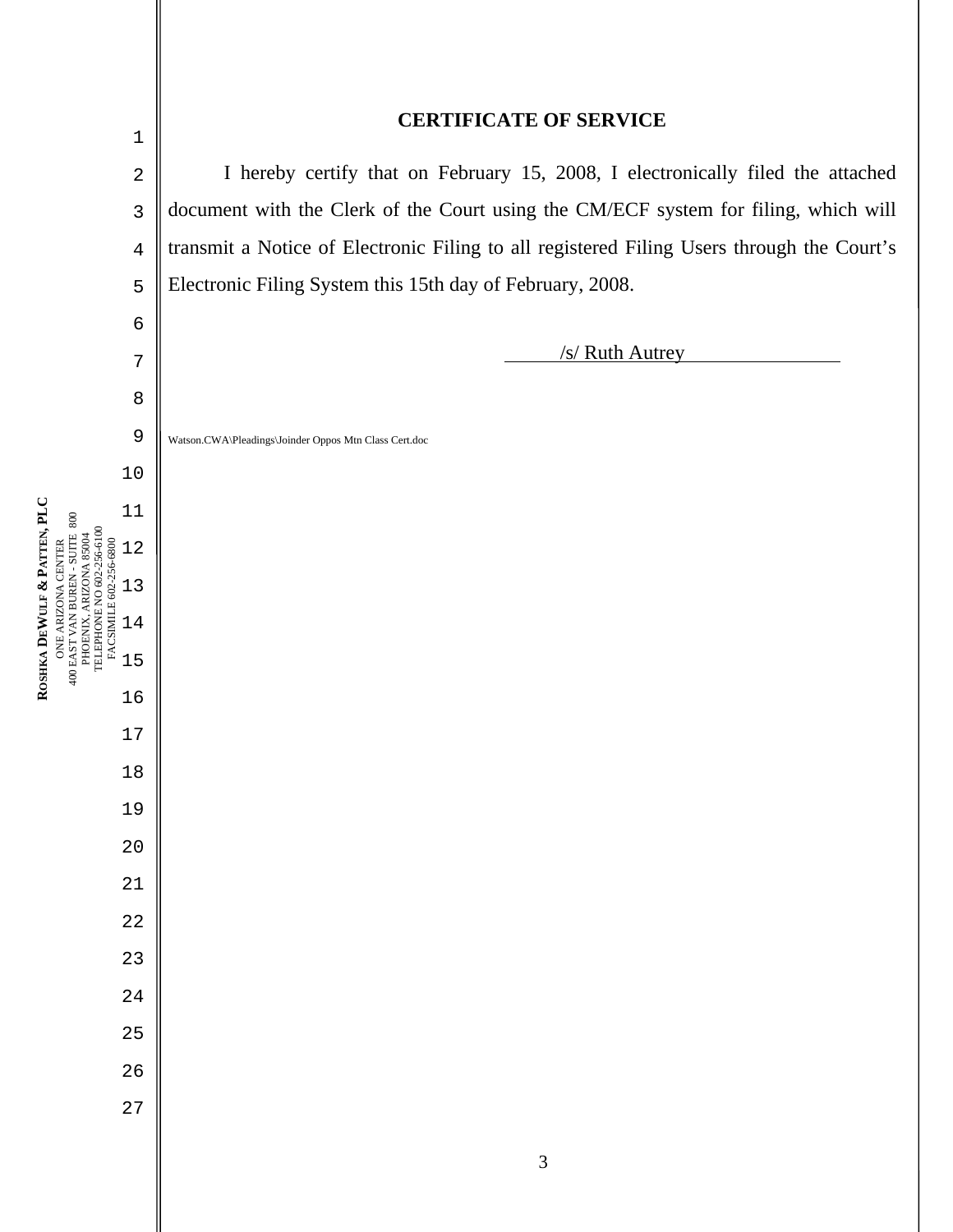## CERTIFICATE OF SERVICE

I hereby certify that on February 15, 2008, I electronically filed the attached document with the Clerk of the Court using the CM/ECF system for filing, which will transmit a Notice of Electronic Filing to all registered Filing Users through the Court's Electronic Filing System this 15th day of February, 2008.

/s/ Ruth Autrey

Watson.CWA\Pleadings\Joinder Oppos Mtn Class Cert.doc